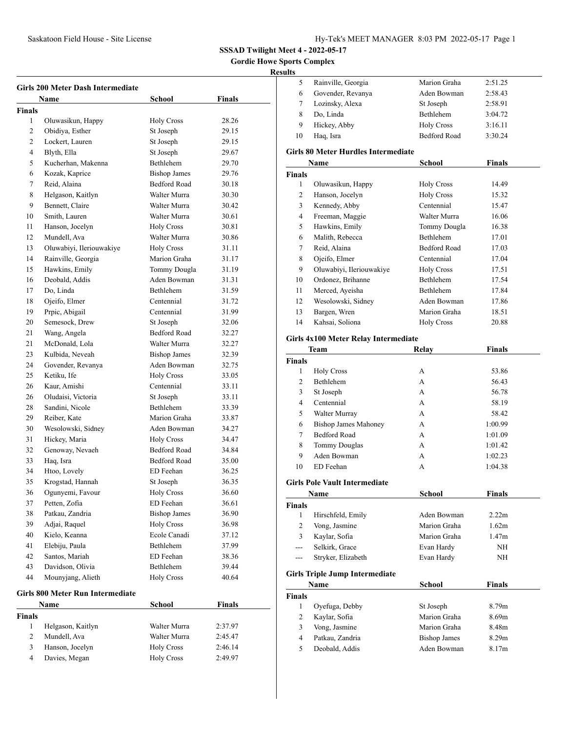**SSSAD Twilight Meet 4 - 2022-05-17**

**Gordie Howe Sports Complex**

**Results**

### Girls 200 Meter Dash Intermediate

| | Name | School | Finals |
|---|---|---|---|
| **Finals** | | | |
| 1 | Oluwasikun, Happy | Holy Cross | 28.26 |
| 2 | Obidiya, Esther | St Joseph | 29.15 |
| 2 | Lockert, Lauren | St Joseph | 29.15 |
| 4 | Blyth, Ella | St Joseph | 29.67 |
| 5 | Kucherhan, Makenna | Bethlehem | 29.70 |
| 6 | Kozak, Kaprice | Bishop James | 29.76 |
| 7 | Reid, Alaina | Bedford Road | 30.18 |
| 8 | Helgason, Kaitlyn | Walter Murra | 30.30 |
| 9 | Bennett, Claire | Walter Murra | 30.42 |
| 10 | Smith, Lauren | Walter Murra | 30.61 |
| 11 | Hanson, Jocelyn | Holy Cross | 30.81 |
| 12 | Mundell, Ava | Walter Murra | 30.86 |
| 13 | Oluwabiyi, Ileriouwakiye | Holy Cross | 31.11 |
| 14 | Rainville, Georgia | Marion Graha | 31.17 |
| 15 | Hawkins, Emily | Tommy Dougla | 31.19 |
| 16 | Deobald, Addis | Aden Bowman | 31.31 |
| 17 | Do, Linda | Bethlehem | 31.59 |
| 18 | Ojeifo, Elmer | Centennial | 31.72 |
| 19 | Prpic, Abigail | Centennial | 31.99 |
| 20 | Semesock, Drew | St Joseph | 32.06 |
| 21 | Wang, Angela | Bedford Road | 32.27 |
| 21 | McDonald, Lola | Walter Murra | 32.27 |
| 23 | Kulbida, Neveah | Bishop James | 32.39 |
| 24 | Govender, Revanya | Aden Bowman | 32.75 |
| 25 | Ketiku, Ife | Holy Cross | 33.05 |
| 26 | Kaur, Amishi | Centennial | 33.11 |
| 26 | Oludaisi, Victoria | St Joseph | 33.11 |
| 28 | Sandini, Nicole | Bethlehem | 33.39 |
| 29 | Reiber, Kate | Marion Graha | 33.87 |
| 30 | Wesolowski, Sidney | Aden Bowman | 34.27 |
| 31 | Hickey, Maria | Holy Cross | 34.47 |
| 32 | Genoway, Nevaeh | Bedford Road | 34.84 |
| 33 | Haq, Isra | Bedford Road | 35.00 |
| 34 | Htoo, Lovely | ED Feehan | 36.25 |
| 35 | Krogstad, Hannah | St Joseph | 36.35 |
| 36 | Ogunyemi, Favour | Holy Cross | 36.60 |
| 37 | Petten, Zofia | ED Feehan | 36.61 |
| 38 | Patkau, Zandria | Bishop James | 36.90 |
| 39 | Adjai, Raquel | Holy Cross | 36.98 |
| 40 | Kielo, Keanna | Ecole Canadi | 37.12 |
| 41 | Elebiju, Paula | Bethlehem | 37.99 |
| 42 | Santos, Mariah | ED Feehan | 38.36 |
| 43 | Davidson, Olivia | Bethlehem | 39.44 |
| 44 | Mounyjang, Alieth | Holy Cross | 40.64 |

### Girls 800 Meter Run Intermediate

| | Name | School | Finals |
|---|---|---|---|
| **Finals** | | | |
| 1 | Helgason, Kaitlyn | Walter Murra | 2:37.97 |
| 2 | Mundell, Ava | Walter Murra | 2:45.47 |
| 3 | Hanson, Jocelyn | Holy Cross | 2:46.14 |
| 4 | Davies, Megan | Holy Cross | 2:49.97 |
| 5 | Rainville, Georgia | Marion Graha | 2:51.25 |
| 6 | Govender, Revanya | Aden Bowman | 2:58.43 |
| 7 | Lozinsky, Alexa | St Joseph | 2:58.91 |
| 8 | Do, Linda | Bethlehem | 3:04.72 |
| 9 | Hickey, Abby | Holy Cross | 3:16.11 |
| 10 | Haq, Isra | Bedford Road | 3:30.24 |

### Girls 80 Meter Hurdles Intermediate

| | Name | School | Finals |
|---|---|---|---|
| **Finals** | | | |
| 1 | Oluwasikun, Happy | Holy Cross | 14.49 |
| 2 | Hanson, Jocelyn | Holy Cross | 15.32 |
| 3 | Kennedy, Abby | Centennial | 15.47 |
| 4 | Freeman, Maggie | Walter Murra | 16.06 |
| 5 | Hawkins, Emily | Tommy Dougla | 16.38 |
| 6 | Malith, Rebecca | Bethlehem | 17.01 |
| 7 | Reid, Alaina | Bedford Road | 17.03 |
| 8 | Ojeifo, Elmer | Centennial | 17.04 |
| 9 | Oluwabiyi, Ileriouwakiye | Holy Cross | 17.51 |
| 10 | Ordonez, Brihanne | Bethlehem | 17.54 |
| 11 | Merced, Ayeisha | Bethlehem | 17.84 |
| 12 | Wesolowski, Sidney | Aden Bowman | 17.86 |
| 13 | Bargen, Wren | Marion Graha | 18.51 |
| 14 | Kahsai, Soliona | Holy Cross | 20.88 |

### Girls 4x100 Meter Relay Intermediate

| | Team | Relay | Finals |
|---|---|---|---|
| **Finals** | | | |
| 1 | Holy Cross | A | 53.86 |
| 2 | Bethlehem | A | 56.43 |
| 3 | St Joseph | A | 56.78 |
| 4 | Centennial | A | 58.19 |
| 5 | Walter Murray | A | 58.42 |
| 6 | Bishop James Mahoney | A | 1:00.99 |
| 7 | Bedford Road | A | 1:01.09 |
| 8 | Tommy Douglas | A | 1:01.42 |
| 9 | Aden Bowman | A | 1:02.23 |
| 10 | ED Feehan | A | 1:04.38 |

### Girls Pole Vault Intermediate

| | Name | School | Finals |
|---|---|---|---|
| **Finals** | | | |
| 1 | Hirschfeld, Emily | Aden Bowman | 2.22m |
| 2 | Vong, Jasmine | Marion Graha | 1.62m |
| 3 | Kaylar, Sofia | Marion Graha | 1.47m |
| --- | Selkirk, Grace | Evan Hardy | NH |
| --- | Stryker, Elizabeth | Evan Hardy | NH |

### Girls Triple Jump Intermediate

| | Name | School | Finals |
|---|---|---|---|
| **Finals** | | | |
| 1 | Oyefuga, Debby | St Joseph | 8.79m |
| 2 | Kaylar, Sofia | Marion Graha | 8.69m |
| 3 | Vong, Jasmine | Marion Graha | 8.48m |
| 4 | Patkau, Zandria | Bishop James | 8.29m |
| 5 | Deobald, Addis | Aden Bowman | 8.17m |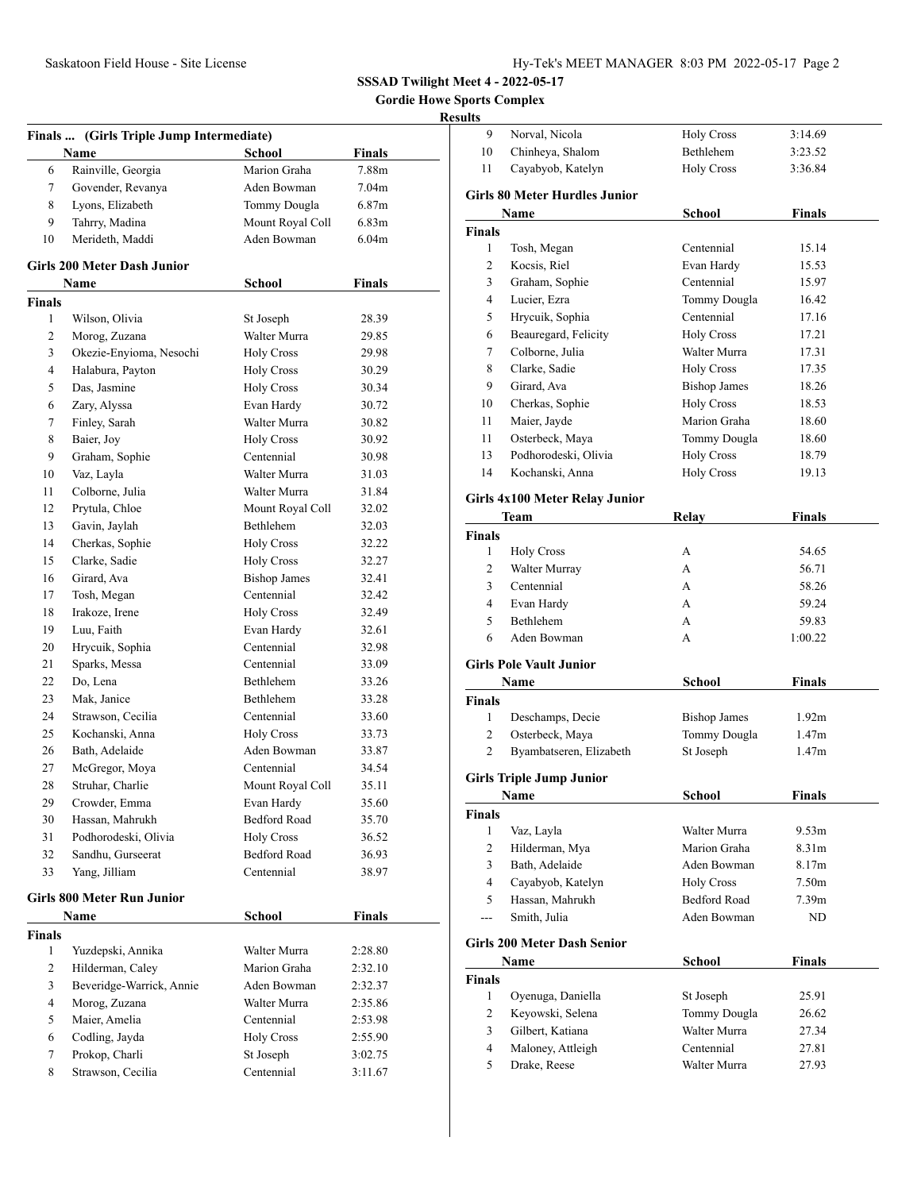SSSAD Twilight Meet 4 - 2022-05-17

Gordie Howe Sports Complex

Results

### Finals ... (Girls Triple Jump Intermediate)

| | Name | School | Finals |
|---|---|---|---|
| 6 | Rainville, Georgia | Marion Graha | 7.88m |
| 7 | Govender, Revanya | Aden Bowman | 7.04m |
| 8 | Lyons, Elizabeth | Tommy Dougla | 6.87m |
| 9 | Tahrry, Madina | Mount Royal Coll | 6.83m |
| 10 | Merideth, Maddi | Aden Bowman | 6.04m |

### Girls 200 Meter Dash Junior

| | Name | School | Finals |
|---|---|---|---|
| **Finals** | | | |
| 1 | Wilson, Olivia | St Joseph | 28.39 |
| 2 | Morog, Zuzana | Walter Murra | 29.85 |
| 3 | Okezie-Enyioma, Nesochi | Holy Cross | 29.98 |
| 4 | Halabura, Payton | Holy Cross | 30.29 |
| 5 | Das, Jasmine | Holy Cross | 30.34 |
| 6 | Zary, Alyssa | Evan Hardy | 30.72 |
| 7 | Finley, Sarah | Walter Murra | 30.82 |
| 8 | Baier, Joy | Holy Cross | 30.92 |
| 9 | Graham, Sophie | Centennial | 30.98 |
| 10 | Vaz, Layla | Walter Murra | 31.03 |
| 11 | Colborne, Julia | Walter Murra | 31.84 |
| 12 | Prytula, Chloe | Mount Royal Coll | 32.02 |
| 13 | Gavin, Jaylah | Bethlehem | 32.03 |
| 14 | Cherkas, Sophie | Holy Cross | 32.22 |
| 15 | Clarke, Sadie | Holy Cross | 32.27 |
| 16 | Girard, Ava | Bishop James | 32.41 |
| 17 | Tosh, Megan | Centennial | 32.42 |
| 18 | Irakoze, Irene | Holy Cross | 32.49 |
| 19 | Luu, Faith | Evan Hardy | 32.61 |
| 20 | Hrycuik, Sophia | Centennial | 32.98 |
| 21 | Sparks, Messa | Centennial | 33.09 |
| 22 | Do, Lena | Bethlehem | 33.26 |
| 23 | Mak, Janice | Bethlehem | 33.28 |
| 24 | Strawson, Cecilia | Centennial | 33.60 |
| 25 | Kochanski, Anna | Holy Cross | 33.73 |
| 26 | Bath, Adelaide | Aden Bowman | 33.87 |
| 27 | McGregor, Moya | Centennial | 34.54 |
| 28 | Struhar, Charlie | Mount Royal Coll | 35.11 |
| 29 | Crowder, Emma | Evan Hardy | 35.60 |
| 30 | Hassan, Mahrukh | Bedford Road | 35.70 |
| 31 | Podhorodeski, Olivia | Holy Cross | 36.52 |
| 32 | Sandhu, Gurseerat | Bedford Road | 36.93 |
| 33 | Yang, Jilliam | Centennial | 38.97 |

### Girls 800 Meter Run Junior

| | Name | School | Finals |
|---|---|---|---|
| **Finals** | | | |
| 1 | Yuzdepski, Annika | Walter Murra | 2:28.80 |
| 2 | Hilderman, Caley | Marion Graha | 2:32.10 |
| 3 | Beveridge-Warrick, Annie | Aden Bowman | 2:32.37 |
| 4 | Morog, Zuzana | Walter Murra | 2:35.86 |
| 5 | Maier, Amelia | Centennial | 2:53.98 |
| 6 | Codling, Jayda | Holy Cross | 2:55.90 |
| 7 | Prokop, Charli | St Joseph | 3:02.75 |
| 8 | Strawson, Cecilia | Centennial | 3:11.67 |
| 9 | Norval, Nicola | Holy Cross | 3:14.69 |
| 10 | Chinheya, Shalom | Bethlehem | 3:23.52 |
| 11 | Cayabyob, Katelyn | Holy Cross | 3:36.84 |

### Girls 80 Meter Hurdles Junior

| | Name | School | Finals |
|---|---|---|---|
| **Finals** | | | |
| 1 | Tosh, Megan | Centennial | 15.14 |
| 2 | Kocsis, Riel | Evan Hardy | 15.53 |
| 3 | Graham, Sophie | Centennial | 15.97 |
| 4 | Lucier, Ezra | Tommy Dougla | 16.42 |
| 5 | Hrycuik, Sophia | Centennial | 17.16 |
| 6 | Beauregard, Felicity | Holy Cross | 17.21 |
| 7 | Colborne, Julia | Walter Murra | 17.31 |
| 8 | Clarke, Sadie | Holy Cross | 17.35 |
| 9 | Girard, Ava | Bishop James | 18.26 |
| 10 | Cherkas, Sophie | Holy Cross | 18.53 |
| 11 | Maier, Jayde | Marion Graha | 18.60 |
| 11 | Osterbeck, Maya | Tommy Dougla | 18.60 |
| 13 | Podhorodeski, Olivia | Holy Cross | 18.79 |
| 14 | Kochanski, Anna | Holy Cross | 19.13 |

### Girls 4x100 Meter Relay Junior

| | Team | Relay | Finals |
|---|---|---|---|
| **Finals** | | | |
| 1 | Holy Cross | A | 54.65 |
| 2 | Walter Murray | A | 56.71 |
| 3 | Centennial | A | 58.26 |
| 4 | Evan Hardy | A | 59.24 |
| 5 | Bethlehem | A | 59.83 |
| 6 | Aden Bowman | A | 1:00.22 |

### Girls Pole Vault Junior

| | Name | School | Finals |
|---|---|---|---|
| **Finals** | | | |
| 1 | Deschamps, Decie | Bishop James | 1.92m |
| 2 | Osterbeck, Maya | Tommy Dougla | 1.47m |
| 2 | Byambatseren, Elizabeth | St Joseph | 1.47m |

### Girls Triple Jump Junior

| | Name | School | Finals |
|---|---|---|---|
| **Finals** | | | |
| 1 | Vaz, Layla | Walter Murra | 9.53m |
| 2 | Hilderman, Mya | Marion Graha | 8.31m |
| 3 | Bath, Adelaide | Aden Bowman | 8.17m |
| 4 | Cayabyob, Katelyn | Holy Cross | 7.50m |
| 5 | Hassan, Mahrukh | Bedford Road | 7.39m |
| --- | Smith, Julia | Aden Bowman | ND |

### Girls 200 Meter Dash Senior

| | Name | School | Finals |
|---|---|---|---|
| **Finals** | | | |
| 1 | Oyenuga, Daniella | St Joseph | 25.91 |
| 2 | Keyowski, Selena | Tommy Dougla | 26.62 |
| 3 | Gilbert, Katiana | Walter Murra | 27.34 |
| 4 | Maloney, Attleigh | Centennial | 27.81 |
| 5 | Drake, Reese | Walter Murra | 27.93 |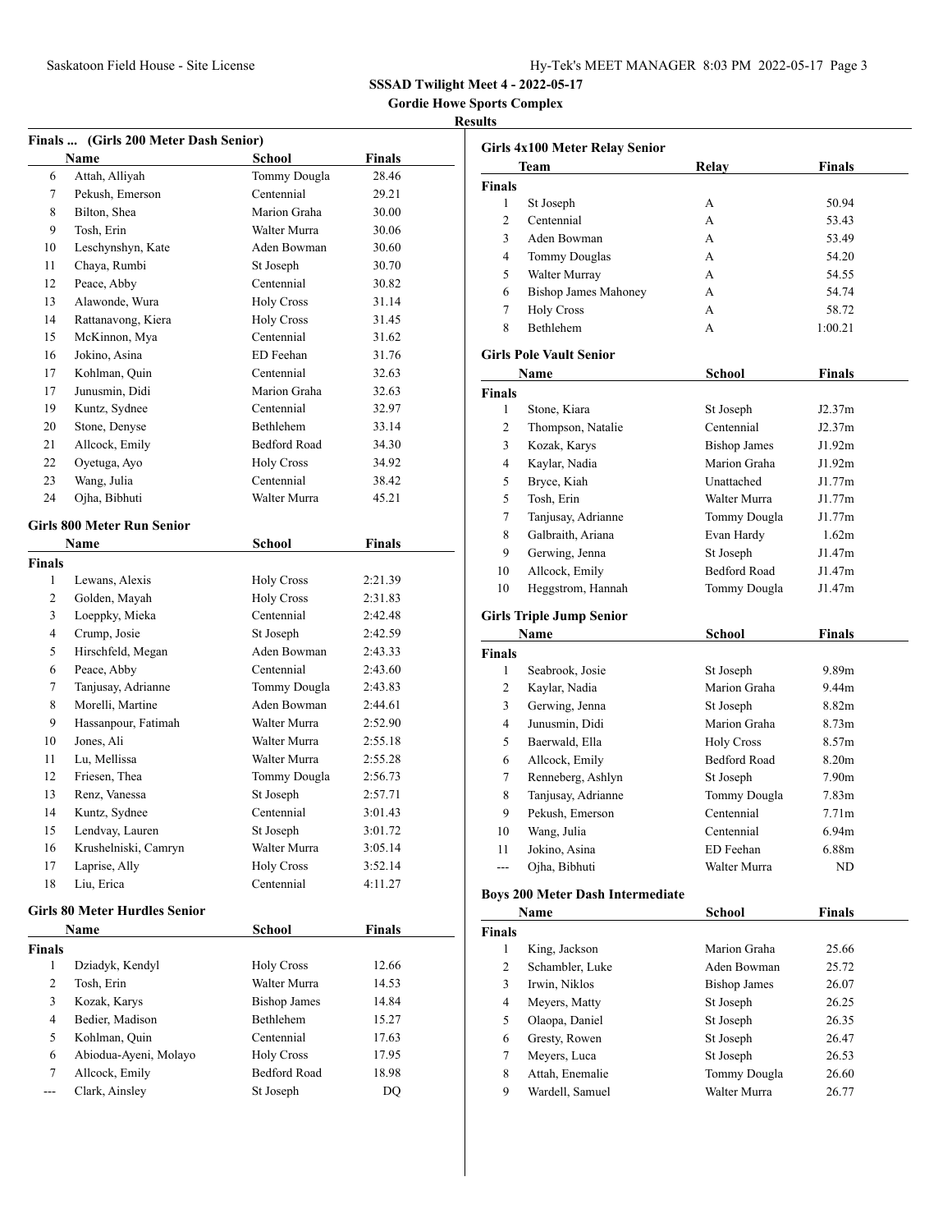**SSSAD Twilight Meet 4 - 2022-05-17**

**Gordie Howe Sports Complex**

**Results**

### Finals ... (Girls 200 Meter Dash Senior)

| | Name | School | Finals |
|---|---|---|---|
| 6 | Attah, Alliyah | Tommy Dougla | 28.46 |
| 7 | Pekush, Emerson | Centennial | 29.21 |
| 8 | Bilton, Shea | Marion Graha | 30.00 |
| 9 | Tosh, Erin | Walter Murra | 30.06 |
| 10 | Leschynshyn, Kate | Aden Bowman | 30.60 |
| 11 | Chaya, Rumbi | St Joseph | 30.70 |
| 12 | Peace, Abby | Centennial | 30.82 |
| 13 | Alawonde, Wura | Holy Cross | 31.14 |
| 14 | Rattanavong, Kiera | Holy Cross | 31.45 |
| 15 | McKinnon, Mya | Centennial | 31.62 |
| 16 | Jokino, Asina | ED Feehan | 31.76 |
| 17 | Kohlman, Quin | Centennial | 32.63 |
| 17 | Junusmin, Didi | Marion Graha | 32.63 |
| 19 | Kuntz, Sydnee | Centennial | 32.97 |
| 20 | Stone, Denyse | Bethlehem | 33.14 |
| 21 | Allcock, Emily | Bedford Road | 34.30 |
| 22 | Oyetuga, Ayo | Holy Cross | 34.92 |
| 23 | Wang, Julia | Centennial | 38.42 |
| 24 | Ojha, Bibhuti | Walter Murra | 45.21 |

### Girls 800 Meter Run Senior

| | Name | School | Finals |
|---|---|---|---|
| **Finals** | | | |
| 1 | Lewans, Alexis | Holy Cross | 2:21.39 |
| 2 | Golden, Mayah | Holy Cross | 2:31.83 |
| 3 | Loeppky, Mieka | Centennial | 2:42.48 |
| 4 | Crump, Josie | St Joseph | 2:42.59 |
| 5 | Hirschfeld, Megan | Aden Bowman | 2:43.33 |
| 6 | Peace, Abby | Centennial | 2:43.60 |
| 7 | Tanjusay, Adrianne | Tommy Dougla | 2:43.83 |
| 8 | Morelli, Martine | Aden Bowman | 2:44.61 |
| 9 | Hassanpour, Fatimah | Walter Murra | 2:52.90 |
| 10 | Jones, Ali | Walter Murra | 2:55.18 |
| 11 | Lu, Mellissa | Walter Murra | 2:55.28 |
| 12 | Friesen, Thea | Tommy Dougla | 2:56.73 |
| 13 | Renz, Vanessa | St Joseph | 2:57.71 |
| 14 | Kuntz, Sydnee | Centennial | 3:01.43 |
| 15 | Lendvay, Lauren | St Joseph | 3:01.72 |
| 16 | Krushelniski, Camryn | Walter Murra | 3:05.14 |
| 17 | Laprise, Ally | Holy Cross | 3:52.14 |
| 18 | Liu, Erica | Centennial | 4:11.27 |

### Girls 80 Meter Hurdles Senior

| | Name | School | Finals |
|---|---|---|---|
| **Finals** | | | |
| 1 | Dziadyk, Kendyl | Holy Cross | 12.66 |
| 2 | Tosh, Erin | Walter Murra | 14.53 |
| 3 | Kozak, Karys | Bishop James | 14.84 |
| 4 | Bedier, Madison | Bethlehem | 15.27 |
| 5 | Kohlman, Quin | Centennial | 17.63 |
| 6 | Abiodua-Ayeni, Molayo | Holy Cross | 17.95 |
| 7 | Allcock, Emily | Bedford Road | 18.98 |
| --- | Clark, Ainsley | St Joseph | DQ |

### Girls 4x100 Meter Relay Senior

| | Team | Relay | Finals |
|---|---|---|---|
| **Finals** | | | |
| 1 | St Joseph | A | 50.94 |
| 2 | Centennial | A | 53.43 |
| 3 | Aden Bowman | A | 53.49 |
| 4 | Tommy Douglas | A | 54.20 |
| 5 | Walter Murray | A | 54.55 |
| 6 | Bishop James Mahoney | A | 54.74 |
| 7 | Holy Cross | A | 58.72 |
| 8 | Bethlehem | A | 1:00.21 |

### Girls Pole Vault Senior

| | Name | School | Finals |
|---|---|---|---|
| **Finals** | | | |
| 1 | Stone, Kiara | St Joseph | J2.37m |
| 2 | Thompson, Natalie | Centennial | J2.37m |
| 3 | Kozak, Karys | Bishop James | J1.92m |
| 4 | Kaylar, Nadia | Marion Graha | J1.92m |
| 5 | Bryce, Kiah | Unattached | J1.77m |
| 5 | Tosh, Erin | Walter Murra | J1.77m |
| 7 | Tanjusay, Adrianne | Tommy Dougla | J1.77m |
| 8 | Galbraith, Ariana | Evan Hardy | 1.62m |
| 9 | Gerwing, Jenna | St Joseph | J1.47m |
| 10 | Allcock, Emily | Bedford Road | J1.47m |
| 10 | Heggstrom, Hannah | Tommy Dougla | J1.47m |

### Girls Triple Jump Senior

| | Name | School | Finals |
|---|---|---|---|
| **Finals** | | | |
| 1 | Seabrook, Josie | St Joseph | 9.89m |
| 2 | Kaylar, Nadia | Marion Graha | 9.44m |
| 3 | Gerwing, Jenna | St Joseph | 8.82m |
| 4 | Junusmin, Didi | Marion Graha | 8.73m |
| 5 | Baerwald, Ella | Holy Cross | 8.57m |
| 6 | Allcock, Emily | Bedford Road | 8.20m |
| 7 | Renneberg, Ashlyn | St Joseph | 7.90m |
| 8 | Tanjusay, Adrianne | Tommy Dougla | 7.83m |
| 9 | Pekush, Emerson | Centennial | 7.71m |
| 10 | Wang, Julia | Centennial | 6.94m |
| 11 | Jokino, Asina | ED Feehan | 6.88m |
| --- | Ojha, Bibhuti | Walter Murra | ND |

### Boys 200 Meter Dash Intermediate

| | Name | School | Finals |
|---|---|---|---|
| **Finals** | | | |
| 1 | King, Jackson | Marion Graha | 25.66 |
| 2 | Schambler, Luke | Aden Bowman | 25.72 |
| 3 | Irwin, Niklos | Bishop James | 26.07 |
| 4 | Meyers, Matty | St Joseph | 26.25 |
| 5 | Olaopa, Daniel | St Joseph | 26.35 |
| 6 | Gresty, Rowen | St Joseph | 26.47 |
| 7 | Meyers, Luca | St Joseph | 26.53 |
| 8 | Attah, Enemalie | Tommy Dougla | 26.60 |
| 9 | Wardell, Samuel | Walter Murra | 26.77 |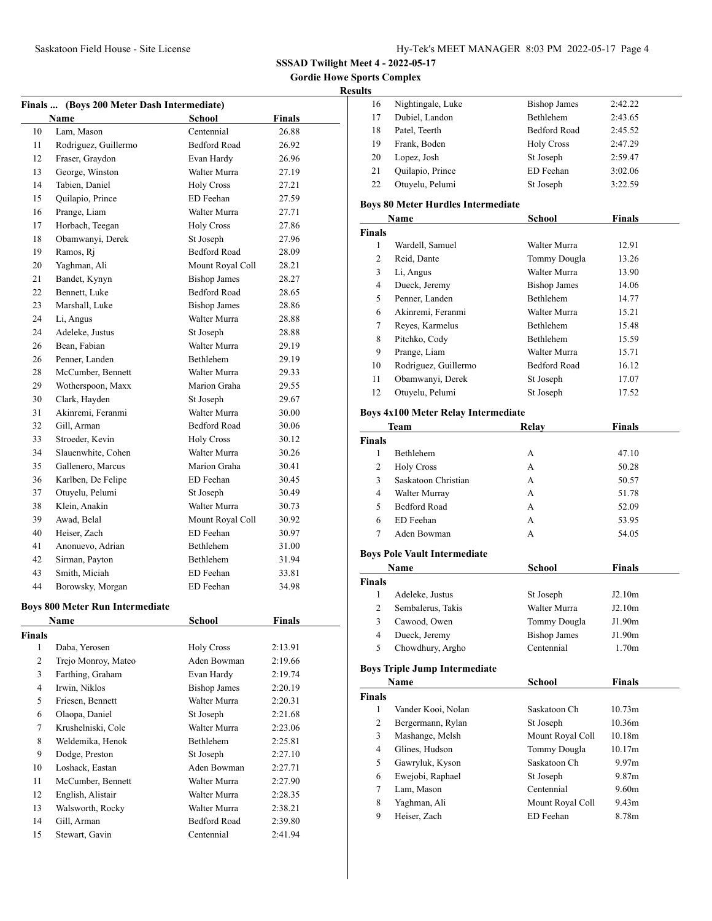**SSSAD Twilight Meet 4 - 2022-05-17**

**Gordie Howe Sports Complex**

**Results**

### Finals ... (Boys 200 Meter Dash Intermediate)

| | Name | School | Finals |
|---|---|---|---|
| 10 | Lam, Mason | Centennial | 26.88 |
| 11 | Rodriguez, Guillermo | Bedford Road | 26.92 |
| 12 | Fraser, Graydon | Evan Hardy | 26.96 |
| 13 | George, Winston | Walter Murra | 27.19 |
| 14 | Tabien, Daniel | Holy Cross | 27.21 |
| 15 | Quilapio, Prince | ED Feehan | 27.59 |
| 16 | Prange, Liam | Walter Murra | 27.71 |
| 17 | Horbach, Teegan | Holy Cross | 27.86 |
| 18 | Obamwanyi, Derek | St Joseph | 27.96 |
| 19 | Ramos, Rj | Bedford Road | 28.09 |
| 20 | Yaghman, Ali | Mount Royal Coll | 28.21 |
| 21 | Bandet, Kynyn | Bishop James | 28.27 |
| 22 | Bennett, Luke | Bedford Road | 28.65 |
| 23 | Marshall, Luke | Bishop James | 28.86 |
| 24 | Li, Angus | Walter Murra | 28.88 |
| 24 | Adeleke, Justus | St Joseph | 28.88 |
| 26 | Bean, Fabian | Walter Murra | 29.19 |
| 26 | Penner, Landen | Bethlehem | 29.19 |
| 28 | McCumber, Bennett | Walter Murra | 29.33 |
| 29 | Wotherspoon, Maxx | Marion Graha | 29.55 |
| 30 | Clark, Hayden | St Joseph | 29.67 |
| 31 | Akinremi, Feranmi | Walter Murra | 30.00 |
| 32 | Gill, Arman | Bedford Road | 30.06 |
| 33 | Stroeder, Kevin | Holy Cross | 30.12 |
| 34 | Slauenwhite, Cohen | Walter Murra | 30.26 |
| 35 | Gallenero, Marcus | Marion Graha | 30.41 |
| 36 | Karlben, De Felipe | ED Feehan | 30.45 |
| 37 | Otuyelu, Pelumi | St Joseph | 30.49 |
| 38 | Klein, Anakin | Walter Murra | 30.73 |
| 39 | Awad, Belal | Mount Royal Coll | 30.92 |
| 40 | Heiser, Zach | ED Feehan | 30.97 |
| 41 | Anonuevo, Adrian | Bethlehem | 31.00 |
| 42 | Sirman, Payton | Bethlehem | 31.94 |
| 43 | Smith, Miciah | ED Feehan | 33.81 |
| 44 | Borowsky, Morgan | ED Feehan | 34.98 |

### Boys 800 Meter Run Intermediate

| | Name | School | Finals |
|---|---|---|---|
| **Finals** | | | |
| 1 | Daba, Yerosen | Holy Cross | 2:13.91 |
| 2 | Trejo Monroy, Mateo | Aden Bowman | 2:19.66 |
| 3 | Farthing, Graham | Evan Hardy | 2:19.74 |
| 4 | Irwin, Niklos | Bishop James | 2:20.19 |
| 5 | Friesen, Bennett | Walter Murra | 2:20.31 |
| 6 | Olaopa, Daniel | St Joseph | 2:21.68 |
| 7 | Krushelniski, Cole | Walter Murra | 2:23.06 |
| 8 | Weldemika, Henok | Bethlehem | 2:25.81 |
| 9 | Dodge, Preston | St Joseph | 2:27.10 |
| 10 | Loshack, Eastan | Aden Bowman | 2:27.71 |
| 11 | McCumber, Bennett | Walter Murra | 2:27.90 |
| 12 | English, Alistair | Walter Murra | 2:28.35 |
| 13 | Walsworth, Rocky | Walter Murra | 2:38.21 |
| 14 | Gill, Arman | Bedford Road | 2:39.80 |
| 15 | Stewart, Gavin | Centennial | 2:41.94 |
| 16 | Nightingale, Luke | Bishop James | 2:42.22 |
| 17 | Dubiel, Landon | Bethlehem | 2:43.65 |
| 18 | Patel, Teerth | Bedford Road | 2:45.52 |
| 19 | Frank, Boden | Holy Cross | 2:47.29 |
| 20 | Lopez, Josh | St Joseph | 2:59.47 |
| 21 | Quilapio, Prince | ED Feehan | 3:02.06 |
| 22 | Otuyelu, Pelumi | St Joseph | 3:22.59 |

### Boys 80 Meter Hurdles Intermediate

| | Name | School | Finals |
|---|---|---|---|
| **Finals** | | | |
| 1 | Wardell, Samuel | Walter Murra | 12.91 |
| 2 | Reid, Dante | Tommy Dougla | 13.26 |
| 3 | Li, Angus | Walter Murra | 13.90 |
| 4 | Dueck, Jeremy | Bishop James | 14.06 |
| 5 | Penner, Landen | Bethlehem | 14.77 |
| 6 | Akinremi, Feranmi | Walter Murra | 15.21 |
| 7 | Reyes, Karmelus | Bethlehem | 15.48 |
| 8 | Pitchko, Cody | Bethlehem | 15.59 |
| 9 | Prange, Liam | Walter Murra | 15.71 |
| 10 | Rodriguez, Guillermo | Bedford Road | 16.12 |
| 11 | Obamwanyi, Derek | St Joseph | 17.07 |
| 12 | Otuyelu, Pelumi | St Joseph | 17.52 |

### Boys 4x100 Meter Relay Intermediate

| | Team | Relay | Finals |
|---|---|---|---|
| **Finals** | | | |
| 1 | Bethlehem | A | 47.10 |
| 2 | Holy Cross | A | 50.28 |
| 3 | Saskatoon Christian | A | 50.57 |
| 4 | Walter Murray | A | 51.78 |
| 5 | Bedford Road | A | 52.09 |
| 6 | ED Feehan | A | 53.95 |
| 7 | Aden Bowman | A | 54.05 |

### Boys Pole Vault Intermediate

| | Name | School | Finals |
|---|---|---|---|
| **Finals** | | | |
| 1 | Adeleke, Justus | St Joseph | J2.10m |
| 2 | Sembalerus, Takis | Walter Murra | J2.10m |
| 3 | Cawood, Owen | Tommy Dougla | J1.90m |
| 4 | Dueck, Jeremy | Bishop James | J1.90m |
| 5 | Chowdhury, Argho | Centennial | 1.70m |

### Boys Triple Jump Intermediate

| | Name | School | Finals |
|---|---|---|---|
| **Finals** | | | |
| 1 | Vander Kooi, Nolan | Saskatoon Ch | 10.73m |
| 2 | Bergermann, Rylan | St Joseph | 10.36m |
| 3 | Mashange, Melsh | Mount Royal Coll | 10.18m |
| 4 | Glines, Hudson | Tommy Dougla | 10.17m |
| 5 | Gawryluk, Kyson | Saskatoon Ch | 9.97m |
| 6 | Ewejobi, Raphael | St Joseph | 9.87m |
| 7 | Lam, Mason | Centennial | 9.60m |
| 8 | Yaghman, Ali | Mount Royal Coll | 9.43m |
| 9 | Heiser, Zach | ED Feehan | 8.78m |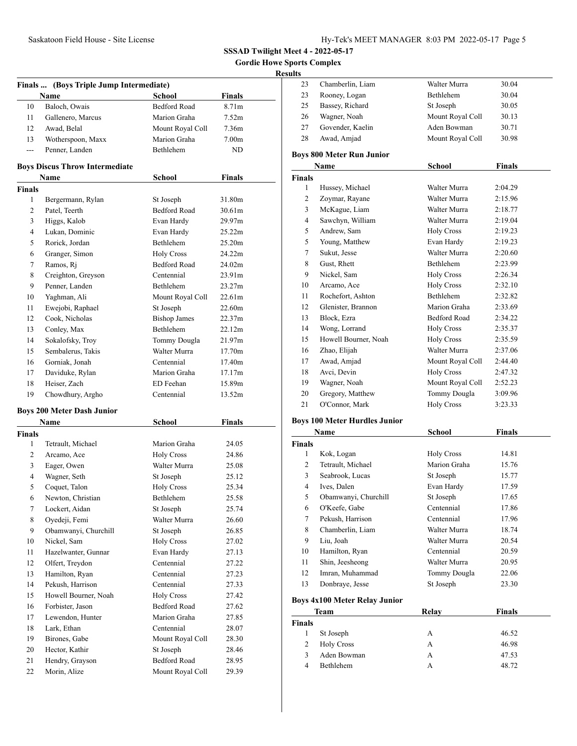**SSSAD Twilight Meet 4 - 2022-05-17**

**Gordie Howe Sports Complex**

**Results**

### Finals ... (Boys Triple Jump Intermediate)

| | Name | School | Finals |
|---|---|---|---|
| 10 | Baloch, Owais | Bedford Road | 8.71m |
| 11 | Gallenero, Marcus | Marion Graha | 7.52m |
| 12 | Awad, Belal | Mount Royal Coll | 7.36m |
| 13 | Wotherspoon, Maxx | Marion Graha | 7.00m |
| --- | Penner, Landen | Bethlehem | ND |

### Boys Discus Throw Intermediate

| | Name | School | Finals |
|---|---|---|---|
| **Finals** | | | |
| 1 | Bergermann, Rylan | St Joseph | 31.80m |
| 2 | Patel, Teerth | Bedford Road | 30.61m |
| 3 | Higgs, Kalob | Evan Hardy | 29.97m |
| 4 | Lukan, Dominic | Evan Hardy | 25.22m |
| 5 | Rorick, Jordan | Bethlehem | 25.20m |
| 6 | Granger, Simon | Holy Cross | 24.22m |
| 7 | Ramos, Rj | Bedford Road | 24.02m |
| 8 | Creighton, Greyson | Centennial | 23.91m |
| 9 | Penner, Landen | Bethlehem | 23.27m |
| 10 | Yaghman, Ali | Mount Royal Coll | 22.61m |
| 11 | Ewejobi, Raphael | St Joseph | 22.60m |
| 12 | Cook, Nicholas | Bishop James | 22.37m |
| 13 | Conley, Max | Bethlehem | 22.12m |
| 14 | Sokalofsky, Troy | Tommy Dougla | 21.97m |
| 15 | Sembalerus, Takis | Walter Murra | 17.70m |
| 16 | Gorniak, Jonah | Centennial | 17.40m |
| 17 | Daviduke, Rylan | Marion Graha | 17.17m |
| 18 | Heiser, Zach | ED Feehan | 15.89m |
| 19 | Chowdhury, Argho | Centennial | 13.52m |

### Boys 200 Meter Dash Junior

| | Name | School | Finals |
|---|---|---|---|
| **Finals** | | | |
| 1 | Tetrault, Michael | Marion Graha | 24.05 |
| 2 | Arcamo, Ace | Holy Cross | 24.86 |
| 3 | Eager, Owen | Walter Murra | 25.08 |
| 4 | Wagner, Seth | St Joseph | 25.12 |
| 5 | Coquet, Talon | Holy Cross | 25.34 |
| 6 | Newton, Christian | Bethlehem | 25.58 |
| 7 | Lockert, Aidan | St Joseph | 25.74 |
| 8 | Oyedeji, Femi | Walter Murra | 26.60 |
| 9 | Obamwanyi, Churchill | St Joseph | 26.85 |
| 10 | Nickel, Sam | Holy Cross | 27.02 |
| 11 | Hazelwanter, Gunnar | Evan Hardy | 27.13 |
| 12 | Olfert, Treydon | Centennial | 27.22 |
| 13 | Hamilton, Ryan | Centennial | 27.23 |
| 14 | Pekush, Harrison | Centennial | 27.33 |
| 15 | Howell Bourner, Noah | Holy Cross | 27.42 |
| 16 | Forbister, Jason | Bedford Road | 27.62 |
| 17 | Lewendon, Hunter | Marion Graha | 27.85 |
| 18 | Lark, Ethan | Centennial | 28.07 |
| 19 | Birones, Gabe | Mount Royal Coll | 28.30 |
| 20 | Hector, Kathir | St Joseph | 28.46 |
| 21 | Hendry, Grayson | Bedford Road | 28.95 |
| 22 | Morin, Alize | Mount Royal Coll | 29.39 |
| 23 | Chamberlin, Liam | Walter Murra | 30.04 |
| 23 | Rooney, Logan | Bethlehem | 30.04 |
| 25 | Bassey, Richard | St Joseph | 30.05 |
| 26 | Wagner, Noah | Mount Royal Coll | 30.13 |
| 27 | Govender, Kaelin | Aden Bowman | 30.71 |
| 28 | Awad, Amjad | Mount Royal Coll | 30.98 |

### Boys 800 Meter Run Junior

| | Name | School | Finals |
|---|---|---|---|
| **Finals** | | | |
| 1 | Hussey, Michael | Walter Murra | 2:04.29 |
| 2 | Zoymar, Rayane | Walter Murra | 2:15.96 |
| 3 | McKague, Liam | Walter Murra | 2:18.77 |
| 4 | Sawchyn, William | Walter Murra | 2:19.04 |
| 5 | Andrew, Sam | Holy Cross | 2:19.23 |
| 5 | Young, Matthew | Evan Hardy | 2:19.23 |
| 7 | Sukut, Jesse | Walter Murra | 2:20.60 |
| 8 | Gust, Rhett | Bethlehem | 2:23.99 |
| 9 | Nickel, Sam | Holy Cross | 2:26.34 |
| 10 | Arcamo, Ace | Holy Cross | 2:32.10 |
| 11 | Rochefort, Ashton | Bethlehem | 2:32.82 |
| 12 | Glenister, Brannon | Marion Graha | 2:33.69 |
| 13 | Block, Ezra | Bedford Road | 2:34.22 |
| 14 | Wong, Lorrand | Holy Cross | 2:35.37 |
| 15 | Howell Bourner, Noah | Holy Cross | 2:35.59 |
| 16 | Zhao, Elijah | Walter Murra | 2:37.06 |
| 17 | Awad, Amjad | Mount Royal Coll | 2:44.40 |
| 18 | Avci, Devin | Holy Cross | 2:47.32 |
| 19 | Wagner, Noah | Mount Royal Coll | 2:52.23 |
| 20 | Gregory, Matthew | Tommy Dougla | 3:09.96 |
| 21 | O'Connor, Mark | Holy Cross | 3:23.33 |

### Boys 100 Meter Hurdles Junior

| | Name | School | Finals |
|---|---|---|---|
| **Finals** | | | |
| 1 | Kok, Logan | Holy Cross | 14.81 |
| 2 | Tetrault, Michael | Marion Graha | 15.76 |
| 3 | Seabrook, Lucas | St Joseph | 15.77 |
| 4 | Ives, Dalen | Evan Hardy | 17.59 |
| 5 | Obamwanyi, Churchill | St Joseph | 17.65 |
| 6 | O'Keefe, Gabe | Centennial | 17.86 |
| 7 | Pekush, Harrison | Centennial | 17.96 |
| 8 | Chamberlin, Liam | Walter Murra | 18.74 |
| 9 | Liu, Joah | Walter Murra | 20.54 |
| 10 | Hamilton, Ryan | Centennial | 20.59 |
| 11 | Shin, Jeesheong | Walter Murra | 20.95 |
| 12 | Imran, Muhammad | Tommy Dougla | 22.06 |
| 13 | Donbraye, Jesse | St Joseph | 23.30 |

### Boys 4x100 Meter Relay Junior

| | Team | Relay | Finals |
|---|---|---|---|
| **Finals** | | | |
| 1 | St Joseph | A | 46.52 |
| 2 | Holy Cross | A | 46.98 |
| 3 | Aden Bowman | A | 47.53 |
| 4 | Bethlehem | A | 48.72 |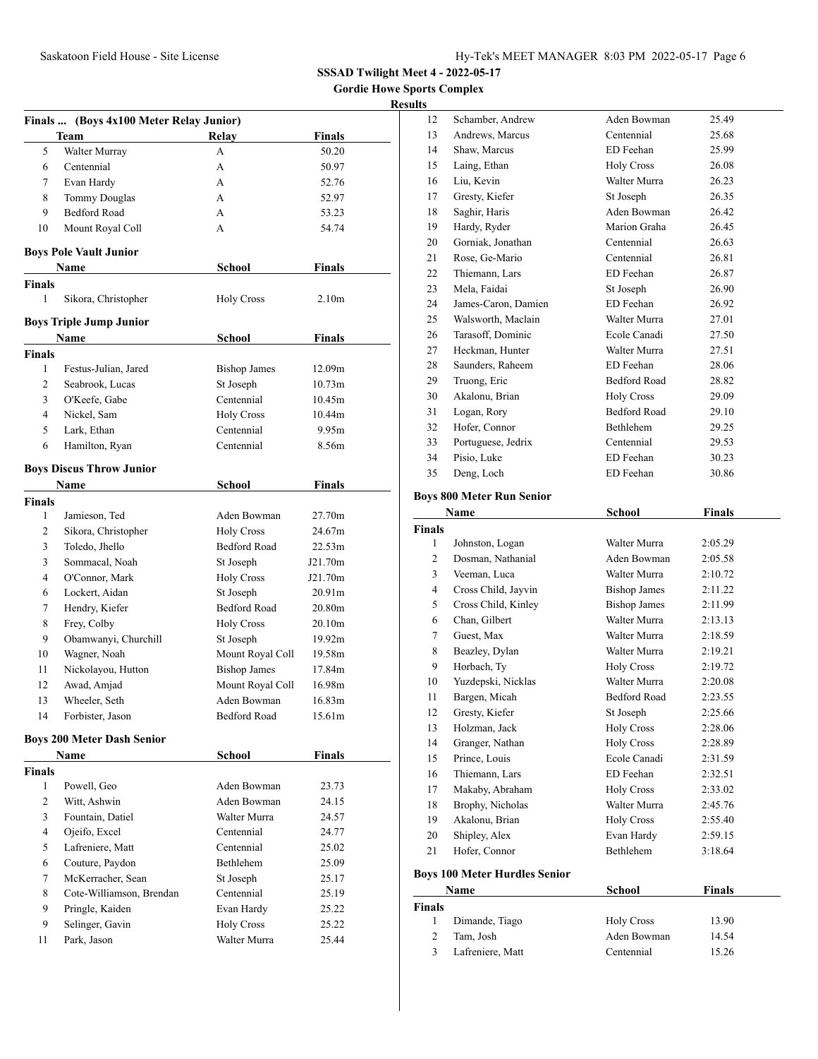**SSSAD Twilight Meet 4 - 2022-05-17**

**Gordie Howe Sports Complex**

**Results**

### Finals ... (Boys 4x100 Meter Relay Junior)

| | Team | Relay | Finals |
|---|---|---|---|
| 5 | Walter Murray | A | 50.20 |
| 6 | Centennial | A | 50.97 |
| 7 | Evan Hardy | A | 52.76 |
| 8 | Tommy Douglas | A | 52.97 |
| 9 | Bedford Road | A | 53.23 |
| 10 | Mount Royal Coll | A | 54.74 |

### Boys Pole Vault Junior

| | Name | School | Finals |
|---|---|---|---|
| **Finals** | | | |
| 1 | Sikora, Christopher | Holy Cross | 2.10m |

### Boys Triple Jump Junior

| | Name | School | Finals |
|---|---|---|---|
| **Finals** | | | |
| 1 | Festus-Julian, Jared | Bishop James | 12.09m |
| 2 | Seabrook, Lucas | St Joseph | 10.73m |
| 3 | O'Keefe, Gabe | Centennial | 10.45m |
| 4 | Nickel, Sam | Holy Cross | 10.44m |
| 5 | Lark, Ethan | Centennial | 9.95m |
| 6 | Hamilton, Ryan | Centennial | 8.56m |

### Boys Discus Throw Junior

| | Name | School | Finals |
|---|---|---|---|
| **Finals** | | | |
| 1 | Jamieson, Ted | Aden Bowman | 27.70m |
| 2 | Sikora, Christopher | Holy Cross | 24.67m |
| 3 | Toledo, Jhello | Bedford Road | 22.53m |
| 3 | Sommacal, Noah | St Joseph | J21.70m |
| 4 | O'Connor, Mark | Holy Cross | J21.70m |
| 6 | Lockert, Aidan | St Joseph | 20.91m |
| 7 | Hendry, Kiefer | Bedford Road | 20.80m |
| 8 | Frey, Colby | Holy Cross | 20.10m |
| 9 | Obamwanyi, Churchill | St Joseph | 19.92m |
| 10 | Wagner, Noah | Mount Royal Coll | 19.58m |
| 11 | Nickolayou, Hutton | Bishop James | 17.84m |
| 12 | Awad, Amjad | Mount Royal Coll | 16.98m |
| 13 | Wheeler, Seth | Aden Bowman | 16.83m |
| 14 | Forbister, Jason | Bedford Road | 15.61m |

### Boys 200 Meter Dash Senior

| | Name | School | Finals |
|---|---|---|---|
| **Finals** | | | |
| 1 | Powell, Geo | Aden Bowman | 23.73 |
| 2 | Witt, Ashwin | Aden Bowman | 24.15 |
| 3 | Fountain, Datiel | Walter Murra | 24.57 |
| 4 | Ojeifo, Excel | Centennial | 24.77 |
| 5 | Lafreniere, Matt | Centennial | 25.02 |
| 6 | Couture, Paydon | Bethlehem | 25.09 |
| 7 | McKerracher, Sean | St Joseph | 25.17 |
| 8 | Cote-Williamson, Brendan | Centennial | 25.19 |
| 9 | Pringle, Kaiden | Evan Hardy | 25.22 |
| 9 | Selinger, Gavin | Holy Cross | 25.22 |
| 11 | Park, Jason | Walter Murra | 25.44 |
| 12 | Schamber, Andrew | Aden Bowman | 25.49 |
| 13 | Andrews, Marcus | Centennial | 25.68 |
| 14 | Shaw, Marcus | ED Feehan | 25.99 |
| 15 | Laing, Ethan | Holy Cross | 26.08 |
| 16 | Liu, Kevin | Walter Murra | 26.23 |
| 17 | Gresty, Kiefer | St Joseph | 26.35 |
| 18 | Saghir, Haris | Aden Bowman | 26.42 |
| 19 | Hardy, Ryder | Marion Graha | 26.45 |
| 20 | Gorniak, Jonathan | Centennial | 26.63 |
| 21 | Rose, Ge-Mario | Centennial | 26.81 |
| 22 | Thiemann, Lars | ED Feehan | 26.87 |
| 23 | Mela, Faidai | St Joseph | 26.90 |
| 24 | James-Caron, Damien | ED Feehan | 26.92 |
| 25 | Walsworth, Maclain | Walter Murra | 27.01 |
| 26 | Tarasoff, Dominic | Ecole Canadi | 27.50 |
| 27 | Heckman, Hunter | Walter Murra | 27.51 |
| 28 | Saunders, Raheem | ED Feehan | 28.06 |
| 29 | Truong, Eric | Bedford Road | 28.82 |
| 30 | Akalonu, Brian | Holy Cross | 29.09 |
| 31 | Logan, Rory | Bedford Road | 29.10 |
| 32 | Hofer, Connor | Bethlehem | 29.25 |
| 33 | Portuguese, Jedrix | Centennial | 29.53 |
| 34 | Pisio, Luke | ED Feehan | 30.23 |
| 35 | Deng, Loch | ED Feehan | 30.86 |

### Boys 800 Meter Run Senior

| | Name | School | Finals |
|---|---|---|---|
| **Finals** | | | |
| 1 | Johnston, Logan | Walter Murra | 2:05.29 |
| 2 | Dosman, Nathanial | Aden Bowman | 2:05.58 |
| 3 | Veeman, Luca | Walter Murra | 2:10.72 |
| 4 | Cross Child, Jayvin | Bishop James | 2:11.22 |
| 5 | Cross Child, Kinley | Bishop James | 2:11.99 |
| 6 | Chan, Gilbert | Walter Murra | 2:13.13 |
| 7 | Guest, Max | Walter Murra | 2:18.59 |
| 8 | Beazley, Dylan | Walter Murra | 2:19.21 |
| 9 | Horbach, Ty | Holy Cross | 2:19.72 |
| 10 | Yuzdepski, Nicklas | Walter Murra | 2:20.08 |
| 11 | Bargen, Micah | Bedford Road | 2:23.55 |
| 12 | Gresty, Kiefer | St Joseph | 2:25.66 |
| 13 | Holzman, Jack | Holy Cross | 2:28.06 |
| 14 | Granger, Nathan | Holy Cross | 2:28.89 |
| 15 | Prince, Louis | Ecole Canadi | 2:31.59 |
| 16 | Thiemann, Lars | ED Feehan | 2:32.51 |
| 17 | Makaby, Abraham | Holy Cross | 2:33.02 |
| 18 | Brophy, Nicholas | Walter Murra | 2:45.76 |
| 19 | Akalonu, Brian | Holy Cross | 2:55.40 |
| 20 | Shipley, Alex | Evan Hardy | 2:59.15 |
| 21 | Hofer, Connor | Bethlehem | 3:18.64 |

### Boys 100 Meter Hurdles Senior

| | Name | School | Finals |
|---|---|---|---|
| **Finals** | | | |
| 1 | Dimande, Tiago | Holy Cross | 13.90 |
| 2 | Tam, Josh | Aden Bowman | 14.54 |
| 3 | Lafreniere, Matt | Centennial | 15.26 |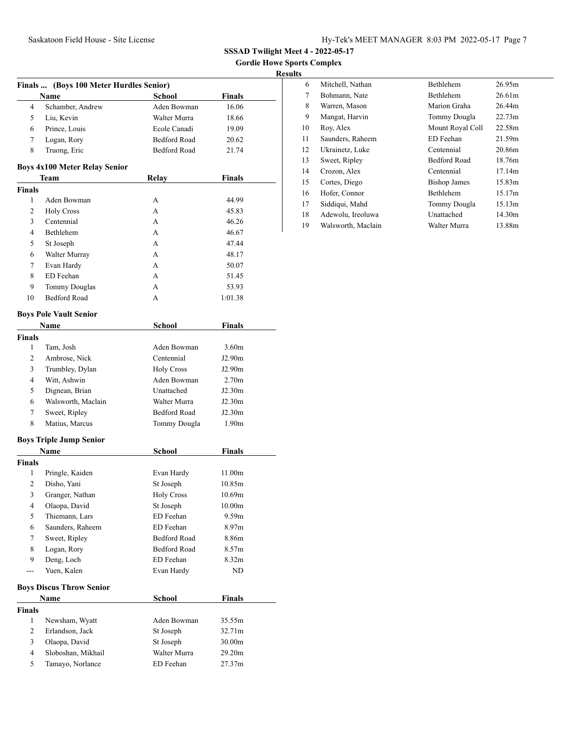**SSSAD Twilight Meet 4 - 2022-05-17**

**Gordie Howe Sports Complex**

**Results**

### Finals ... (Boys 100 Meter Hurdles Senior)

| | Name | School | Finals |
|---|---|---|---|
| 4 | Schamber, Andrew | Aden Bowman | 16.06 |
| 5 | Liu, Kevin | Walter Murra | 18.66 |
| 6 | Prince, Louis | Ecole Canadi | 19.09 |
| 7 | Logan, Rory | Bedford Road | 20.62 |
| 8 | Truong, Eric | Bedford Road | 21.74 |

### Boys 4x100 Meter Relay Senior

| | Team | Relay | Finals |
|---|---|---|---|
| **Finals** | | | |
| 1 | Aden Bowman | A | 44.99 |
| 2 | Holy Cross | A | 45.83 |
| 3 | Centennial | A | 46.26 |
| 4 | Bethlehem | A | 46.67 |
| 5 | St Joseph | A | 47.44 |
| 6 | Walter Murray | A | 48.17 |
| 7 | Evan Hardy | A | 50.07 |
| 8 | ED Feehan | A | 51.45 |
| 9 | Tommy Douglas | A | 53.93 |
| 10 | Bedford Road | A | 1:01.38 |

### Boys Pole Vault Senior

| | Name | School | Finals |
|---|---|---|---|
| **Finals** | | | |
| 1 | Tam, Josh | Aden Bowman | 3.60m |
| 2 | Ambrose, Nick | Centennial | J2.90m |
| 3 | Trumbley, Dylan | Holy Cross | J2.90m |
| 4 | Witt, Ashwin | Aden Bowman | 2.70m |
| 5 | Dignean, Brian | Unattached | J2.30m |
| 6 | Walsworth, Maclain | Walter Murra | J2.30m |
| 7 | Sweet, Ripley | Bedford Road | J2.30m |
| 8 | Matius, Marcus | Tommy Dougla | 1.90m |

### Boys Triple Jump Senior

| | Name | School | Finals |
|---|---|---|---|
| **Finals** | | | |
| 1 | Pringle, Kaiden | Evan Hardy | 11.00m |
| 2 | Disho, Yani | St Joseph | 10.85m |
| 3 | Granger, Nathan | Holy Cross | 10.69m |
| 4 | Olaopa, David | St Joseph | 10.00m |
| 5 | Thiemann, Lars | ED Feehan | 9.59m |
| 6 | Saunders, Raheem | ED Feehan | 8.97m |
| 7 | Sweet, Ripley | Bedford Road | 8.86m |
| 8 | Logan, Rory | Bedford Road | 8.57m |
| 9 | Deng, Loch | ED Feehan | 8.32m |
| --- | Yuen, Kalen | Evan Hardy | ND |

### Boys Discus Throw Senior

| | Name | School | Finals |
|---|---|---|---|
| **Finals** | | | |
| 1 | Newsham, Wyatt | Aden Bowman | 35.55m |
| 2 | Erlandson, Jack | St Joseph | 32.71m |
| 3 | Olaopa, David | St Joseph | 30.00m |
| 4 | Sloboshan, Mikhail | Walter Murra | 29.20m |
| 5 | Tamayo, Norlance | ED Feehan | 27.37m |
| 6 | Mitchell, Nathan | Bethlehem | 26.95m |
| 7 | Bohmann, Nate | Bethlehem | 26.61m |
| 8 | Warren, Mason | Marion Graha | 26.44m |
| 9 | Mangat, Harvin | Tommy Dougla | 22.73m |
| 10 | Roy, Alex | Mount Royal Coll | 22.58m |
| 11 | Saunders, Raheem | ED Feehan | 21.59m |
| 12 | Ukrainetz, Luke | Centennial | 20.86m |
| 13 | Sweet, Ripley | Bedford Road | 18.76m |
| 14 | Crozon, Alex | Centennial | 17.14m |
| 15 | Cortes, Diego | Bishop James | 15.83m |
| 16 | Hofer, Connor | Bethlehem | 15.17m |
| 17 | Siddiqui, Mahd | Tommy Dougla | 15.13m |
| 18 | Adewolu, Ireoluwa | Unattached | 14.30m |
| 19 | Walsworth, Maclain | Walter Murra | 13.88m |